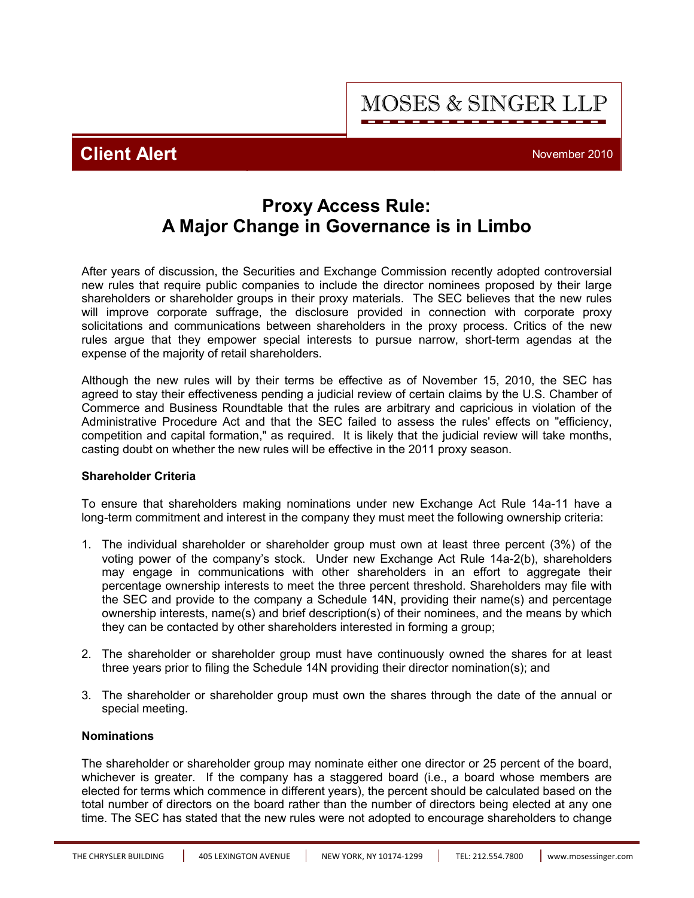MOSES & SINGER LLP

**Client Alert**

November 2010

# Proxy Access Rule: A Major Change in Governance is in Limbo

After years of discussion, the Securities and Exchange Commission recently adopted controversial new rules that require public companies to include the director nominees proposed by their large shareholders or shareholder groups in their proxy materials. The SEC believes that the new rules will improve corporate suffrage, the disclosure provided in connection with corporate proxy solicitations and communications between shareholders in the proxy process. Critics of the new rules argue that they empower special interests to pursue narrow, short-term agendas at the expense of the majority of retail shareholders.

Although the new rules will by their terms be effective as of November 15, 2010, the SEC has agreed to stay their effectiveness pending a judicial review of certain claims by the U.S. Chamber of Commerce and Business Roundtable that the rules are arbitrary and capricious in violation of the Administrative Procedure Act and that the SEC failed to assess the rules' effects on "efficiency, competition and capital formation," as required. It is likely that the judicial review will take months, casting doubt on whether the new rules will be effective in the 2011 proxy season.

**Shareholder Criteria**

To ensure that shareholders making nominations under new Exchange Act Rule 14a-11 have a long-term commitment and interest in the company they must meet the following ownership criteria:

1. The individual shareholder or shareholder group must own at least three percent (3%) of the voting power of the company's stock. Under new Exchange Act Rule 14a-2(b), shareholders may engage in communications with other shareholders in an effort to aggregate their percentage ownership interests to meet the three percent threshold. Shareholders may file with the SEC and provide to the company a Schedule 14N, providing their name(s) and percentage ownership interests, name(s) and brief description(s) of their nominees, and the means by which they can be contacted by other shareholders interested in forming a group;

2. The shareholder or shareholder group must have continuously owned the shares for at least three years prior to filing the Schedule 14N providing their director nomination(s); and

3. The shareholder or shareholder group must own the shares through the date of the annual or special meeting.

**Nominations**

The shareholder or shareholder group may nominate either one director or 25 percent of the board, whichever is greater. If the company has a staggered board (i.e., a board whose members are elected for terms which commence in different years), the percent should be calculated based on the total number of directors on the board rather than the number of directors being elected at any one time. The SEC has stated that the new rules were not adopted to encourage shareholders to change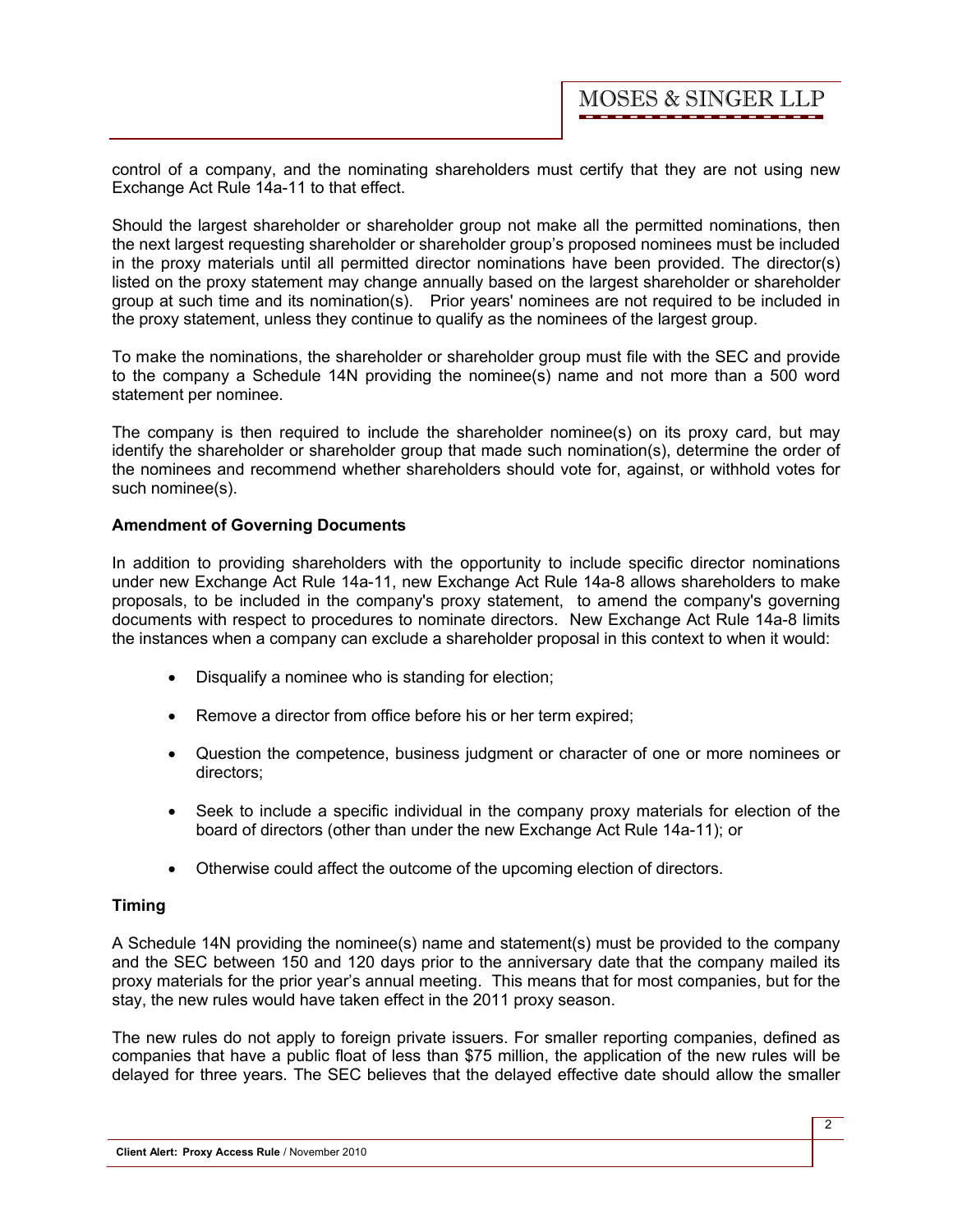control of a company, and the nominating shareholders must certify that they are not using new Exchange Act Rule 14a-11 to that effect.

Should the largest shareholder or shareholder group not make all the permitted nominations, then the next largest requesting shareholder or shareholder group's proposed nominees must be included in the proxy materials until all permitted director nominations have been provided. The director(s) listed on the proxy statement may change annually based on the largest shareholder or shareholder group at such time and its nomination(s). Prior years' nominees are not required to be included in the proxy statement, unless they continue to qualify as the nominees of the largest group.

To make the nominations, the shareholder or shareholder group must file with the SEC and provide to the company a Schedule 14N providing the nominee(s) name and not more than a 500 word statement per nominee.

The company is then required to include the shareholder nominee(s) on its proxy card, but may identify the shareholder or shareholder group that made such nomination(s), determine the order of the nominees and recommend whether shareholders should vote for, against, or withhold votes for such nominee(s).

**Amendment of Governing Documents**

In addition to providing shareholders with the opportunity to include specific director nominations under new Exchange Act Rule 14a-11, new Exchange Act Rule 14a-8 allows shareholders to make proposals, to be included in the company's proxy statement, to amend the company's governing documents with respect to procedures to nominate directors. New Exchange Act Rule 14a-8 limits the instances when a company can exclude a shareholder proposal in this context to when it would:

- Disqualify a nominee who is standing for election;
- Remove a director from office before his or her term expired;
- Question the competence, business judgment or character of one or more nominees or directors;
- Seek to include a specific individual in the company proxy materials for election of the board of directors (other than under the new Exchange Act Rule 14a-11); or
- Otherwise could affect the outcome of the upcoming election of directors.

**Timing**

A Schedule 14N providing the nominee(s) name and statement(s) must be provided to the company and the SEC between 150 and 120 days prior to the anniversary date that the company mailed its proxy materials for the prior year's annual meeting. This means that for most companies, but for the stay, the new rules would have taken effect in the 2011 proxy season.

The new rules do not apply to foreign private issuers. For smaller reporting companies, defined as companies that have a public float of less than $75 million, the application of the new rules will be delayed for three years. The SEC believes that the delayed effective date should allow the smaller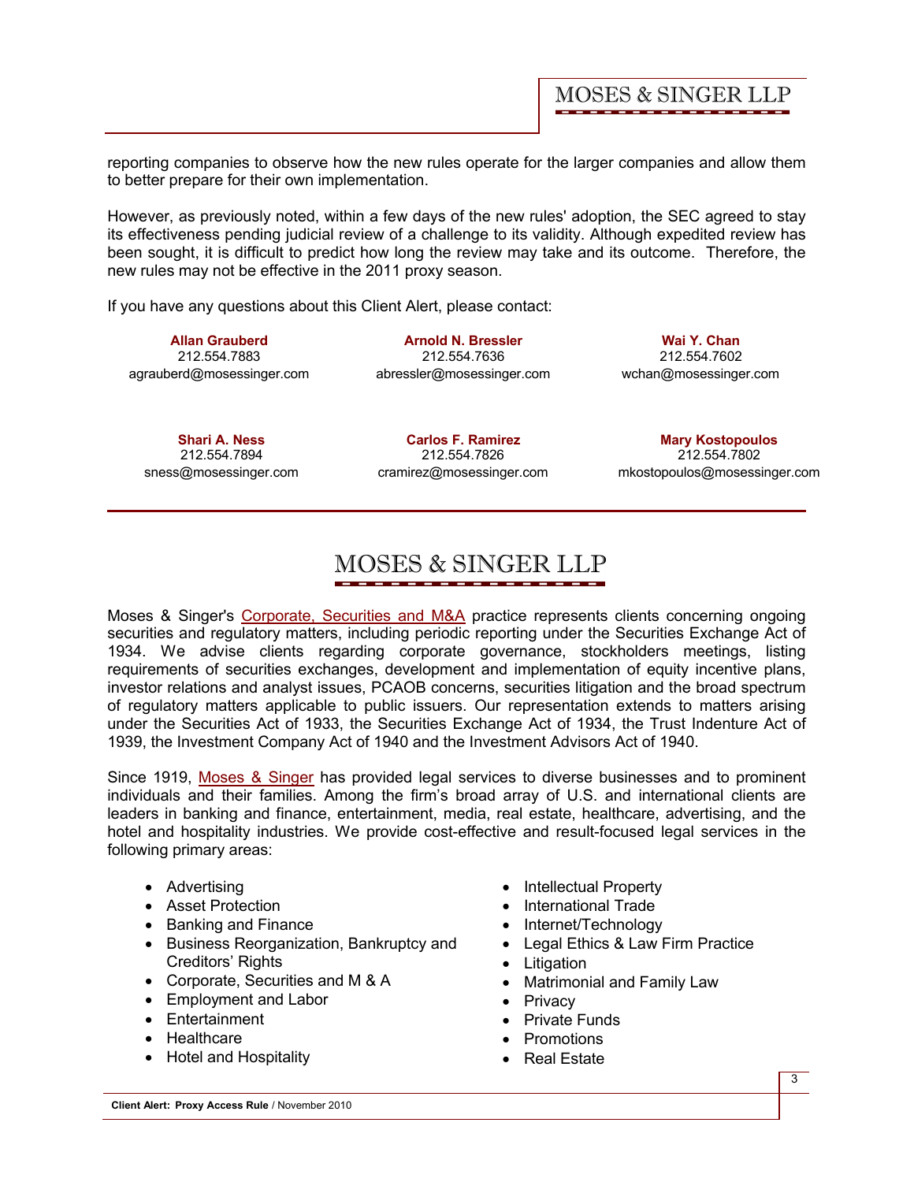reporting companies to observe how the new rules operate for the larger companies and allow them to better prepare for their own implementation.

However, as previously noted, within a few days of the new rules' adoption, the SEC agreed to stay its effectiveness pending judicial review of a challenge to its validity. Although expedited review has been sought, it is difficult to predict how long the review may take and its outcome. Therefore, the new rules may not be effective in the 2011 proxy season.

If you have any questions about this Client Alert, please contact:

**Allan Grauberd**
212.554.7883
agrauberd@mosessinger.com

**Arnold N. Bressler**
212.554.7636
abressler@mosessinger.com

**Wai Y. Chan**
212.554.7602
wchan@mosessinger.com

**Shari A. Ness**
212.554.7894
sness@mosessinger.com

**Carlos F. Ramirez**
212.554.7826
cramirez@mosessinger.com

**Mary Kostopoulos**
212.554.7802
mkostopoulos@mosessinger.com

---

## MOSES & SINGER LLP

Moses & Singer's Corporate, Securities and M&A practice represents clients concerning ongoing securities and regulatory matters, including periodic reporting under the Securities Exchange Act of 1934. We advise clients regarding corporate governance, stockholders meetings, listing requirements of securities exchanges, development and implementation of equity incentive plans, investor relations and analyst issues, PCAOB concerns, securities litigation and the broad spectrum of regulatory matters applicable to public issuers. Our representation extends to matters arising under the Securities Act of 1933, the Securities Exchange Act of 1934, the Trust Indenture Act of 1939, the Investment Company Act of 1940 and the Investment Advisors Act of 1940.

Since 1919, Moses & Singer has provided legal services to diverse businesses and to prominent individuals and their families. Among the firm's broad array of U.S. and international clients are leaders in banking and finance, entertainment, media, real estate, healthcare, advertising, and the hotel and hospitality industries. We provide cost-effective and result-focused legal services in the following primary areas:

- Advertising
- Asset Protection
- Banking and Finance
- Business Reorganization, Bankruptcy and Creditors' Rights
- Corporate, Securities and M & A
- Employment and Labor
- Entertainment
- Healthcare
- Hotel and Hospitality
- Intellectual Property
- International Trade
- Internet/Technology
- Legal Ethics & Law Firm Practice
- Litigation
- Matrimonial and Family Law
- Privacy
- Private Funds
- Promotions
- Real Estate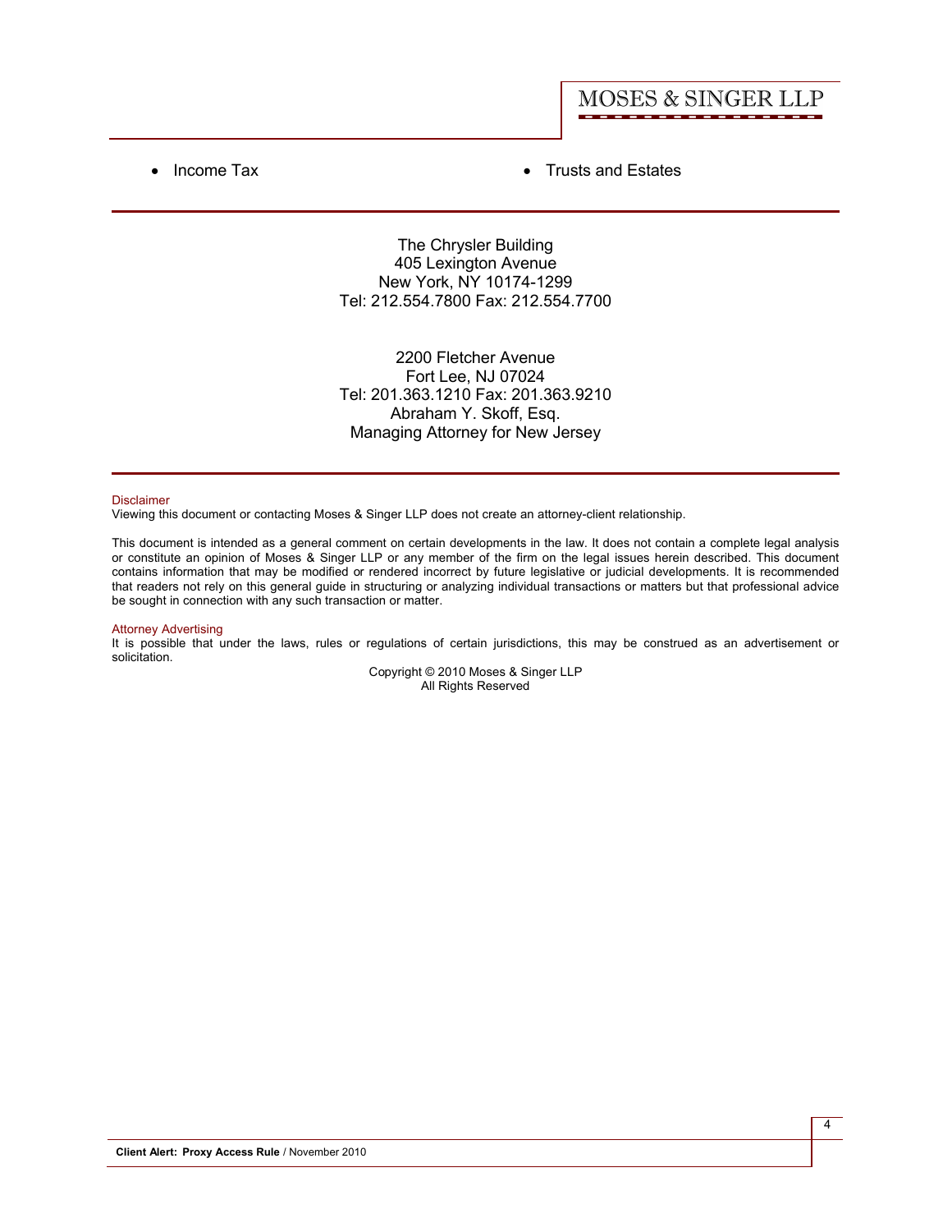- Income Tax
- Trusts and Estates

---

The Chrysler Building
405 Lexington Avenue
New York, NY 10174-1299
Tel: 212.554.7800 Fax: 212.554.7700

2200 Fletcher Avenue
Fort Lee, NJ 07024
Tel: 201.363.1210 Fax: 201.363.9210
Abraham Y. Skoff, Esq.
Managing Attorney for New Jersey

---

Disclaimer

Viewing this document or contacting Moses & Singer LLP does not create an attorney-client relationship.

This document is intended as a general comment on certain developments in the law. It does not contain a complete legal analysis or constitute an opinion of Moses & Singer LLP or any member of the firm on the legal issues herein described. This document contains information that may be modified or rendered incorrect by future legislative or judicial developments. It is recommended that readers not rely on this general guide in structuring or analyzing individual transactions or matters but that professional advice be sought in connection with any such transaction or matter.

Attorney Advertising

It is possible that under the laws, rules or regulations of certain jurisdictions, this may be construed as an advertisement or solicitation.

Copyright © 2010 Moses & Singer LLP
All Rights Reserved